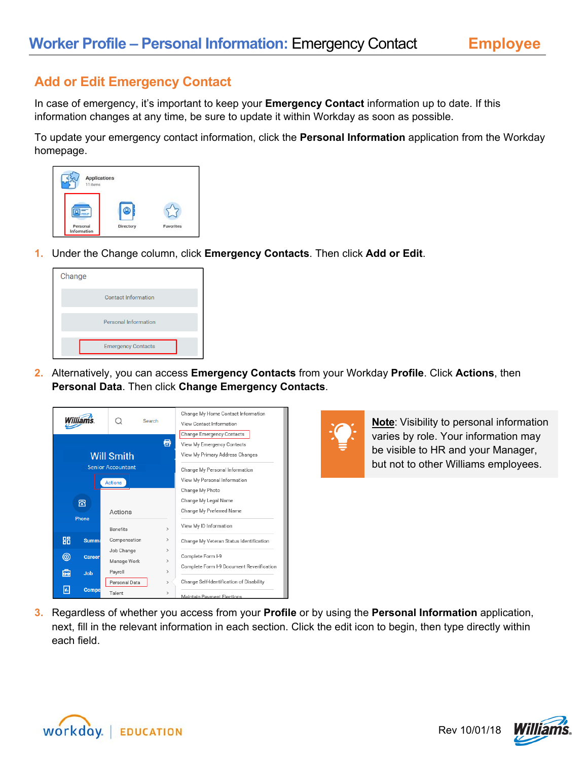# Worker Profile – Personal Information: Emergency Contact — Employee

## Add or Edit Emergency Contact

In case of emergency, it's important to keep your **Emergency Contact** information up to date. If this information changes at any time, be sure to update it within Workday as soon as possible.

To update your emergency contact information, click the **Personal Information** application from the Workday homepage.

1. Under the Change column, click **Emergency Contacts**. Then click **Add or Edit**.

2. Alternatively, you can access **Emergency Contacts** from your Workday **Profile**. Click **Actions**, then **Personal Data**. Then click **Change Emergency Contacts**.

**Note**: Visibility to personal information varies by role. Your information may be visible to HR and your Manager, but not to other Williams employees.

3. Regardless of whether you access from your **Profile** or by using the **Personal Information** application, next, fill in the relevant information in each section. Click the edit icon to begin, then type directly within each field.

Rev 10/01/18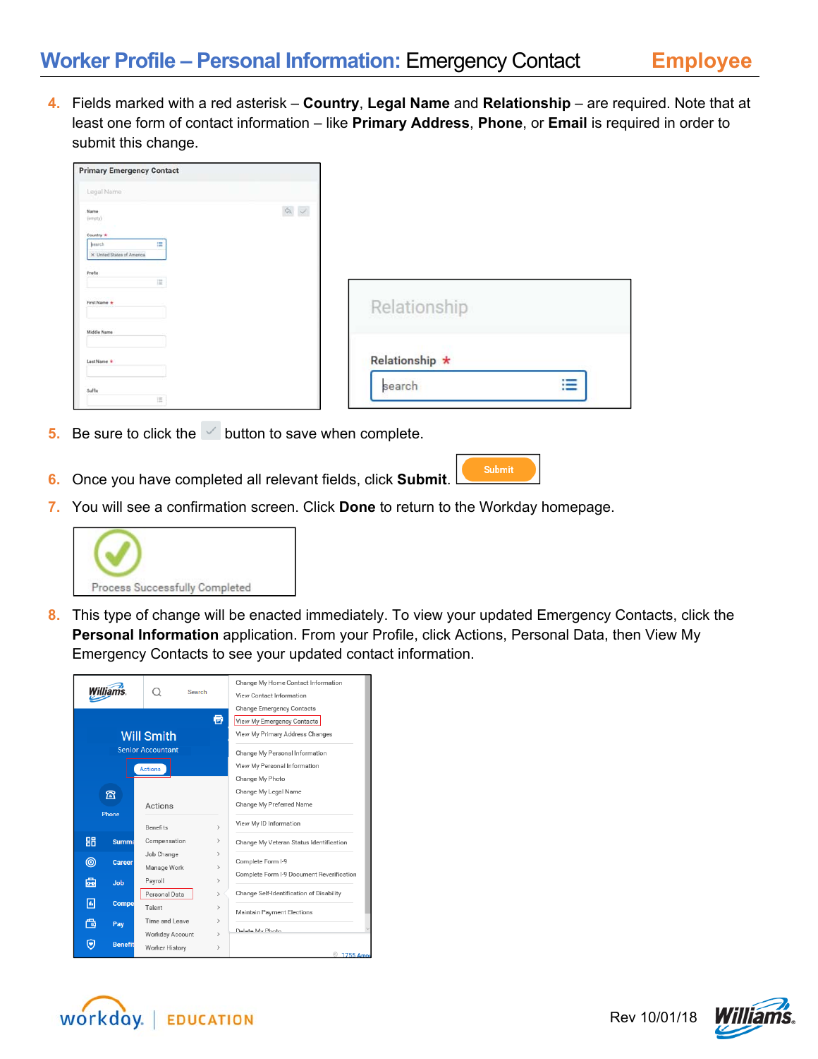## Worker Profile – Personal Information: Emergency Contact — Employee

4. Fields marked with a red asterisk – **Country**, **Legal Name** and **Relationship** – are required. Note that at least one form of contact information – like **Primary Address**, **Phone**, or **Email** is required in order to submit this change.

5. Be sure to click the ✓ button to save when complete.

6. Once you have completed all relevant fields, click **Submit**.

7. You will see a confirmation screen. Click **Done** to return to the Workday homepage.

8. This type of change will be enacted immediately. To view your updated Emergency Contacts, click the **Personal Information** application. From your Profile, click Actions, Personal Data, then View My Emergency Contacts to see your updated contact information.

Rev 10/01/18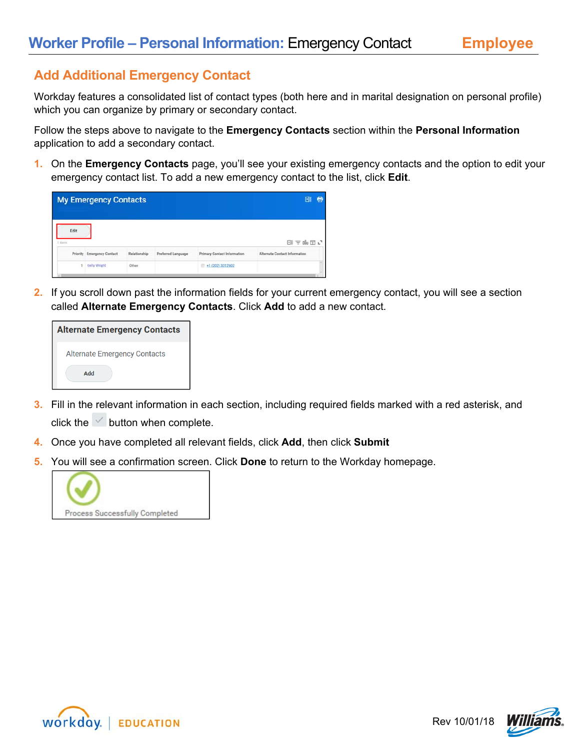## Add Additional Emergency Contact

Workday features a consolidated list of contact types (both here and in marital designation on personal profile) which you can organize by primary or secondary contact.

Follow the steps above to navigate to the **Emergency Contacts** section within the **Personal Information** application to add a secondary contact.

1. On the **Emergency Contacts** page, you'll see your existing emergency contacts and the option to edit your emergency contact list. To add a new emergency contact to the list, click **Edit**.

2. If you scroll down past the information fields for your current emergency contact, you will see a section called **Alternate Emergency Contacts**. Click **Add** to add a new contact.

3. Fill in the relevant information in each section, including required fields marked with a red asterisk, and click the button when complete.

4. Once you have completed all relevant fields, click **Add**, then click **Submit**

5. You will see a confirmation screen. Click **Done** to return to the Workday homepage.